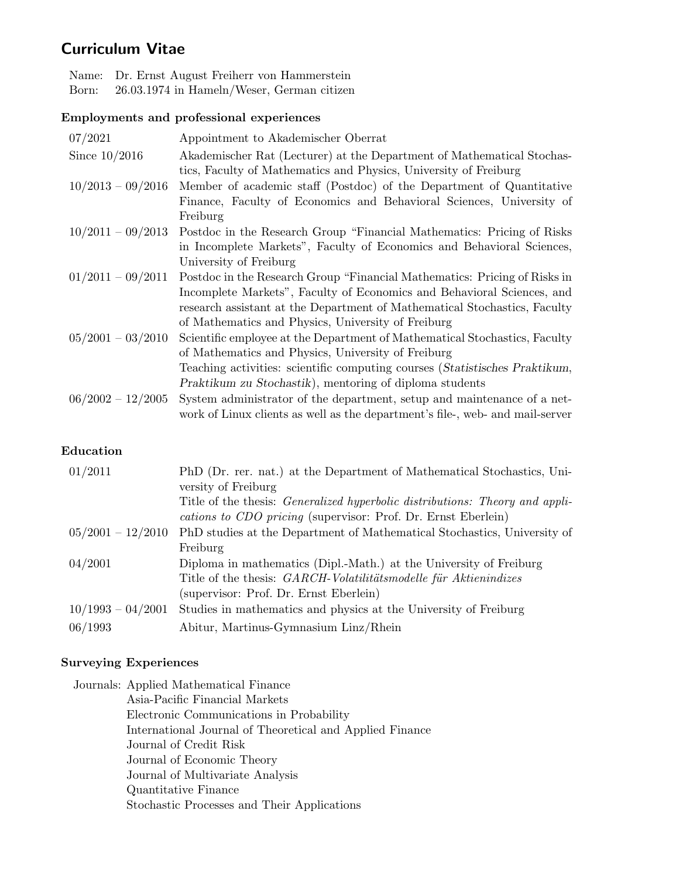# Curriculum Vitae

Name: Dr. Ernst August Freiherr von Hammerstein
Born: 26.03.1974 in Hameln/Weser, German citizen

### Employments and professional experiences

| | |
|---|---|
| 07/2021 | Appointment to Akademischer Oberrat |
| Since 10/2016 | Akademischer Rat (Lecturer) at the Department of Mathematical Stochastics, Faculty of Mathematics and Physics, University of Freiburg |
| 10/2013 – 09/2016 | Member of academic staff (Postdoc) of the Department of Quantitative Finance, Faculty of Economics and Behavioral Sciences, University of Freiburg |
| 10/2011 – 09/2013 | Postdoc in the Research Group "Financial Mathematics: Pricing of Risks in Incomplete Markets", Faculty of Economics and Behavioral Sciences, University of Freiburg |
| 01/2011 – 09/2011 | Postdoc in the Research Group "Financial Mathematics: Pricing of Risks in Incomplete Markets", Faculty of Economics and Behavioral Sciences, and research assistant at the Department of Mathematical Stochastics, Faculty of Mathematics and Physics, University of Freiburg |
| 05/2001 – 03/2010 | Scientific employee at the Department of Mathematical Stochastics, Faculty of Mathematics and Physics, University of Freiburg<br>Teaching activities: scientific computing courses (*Statistisches Praktikum*, *Praktikum zu Stochastik*), mentoring of diploma students |
| 06/2002 – 12/2005 | System administrator of the department, setup and maintenance of a network of Linux clients as well as the department's file-, web- and mail-server |

### Education

| | |
|---|---|
| 01/2011 | PhD (Dr. rer. nat.) at the Department of Mathematical Stochastics, University of Freiburg<br>Title of the thesis: *Generalized hyperbolic distributions: Theory and applications to CDO pricing* (supervisor: Prof. Dr. Ernst Eberlein) |
| 05/2001 – 12/2010 | PhD studies at the Department of Mathematical Stochastics, University of Freiburg |
| 04/2001 | Diploma in mathematics (Dipl.-Math.) at the University of Freiburg<br>Title of the thesis: *GARCH-Volatilitätsmodelle für Aktienindizes* (supervisor: Prof. Dr. Ernst Eberlein) |
| 10/1993 – 04/2001 | Studies in mathematics and physics at the University of Freiburg |
| 06/1993 | Abitur, Martinus-Gymnasium Linz/Rhein |

### Surveying Experiences

Journals:
- Applied Mathematical Finance
- Asia-Pacific Financial Markets
- Electronic Communications in Probability
- International Journal of Theoretical and Applied Finance
- Journal of Credit Risk
- Journal of Economic Theory
- Journal of Multivariate Analysis
- Quantitative Finance
- Stochastic Processes and Their Applications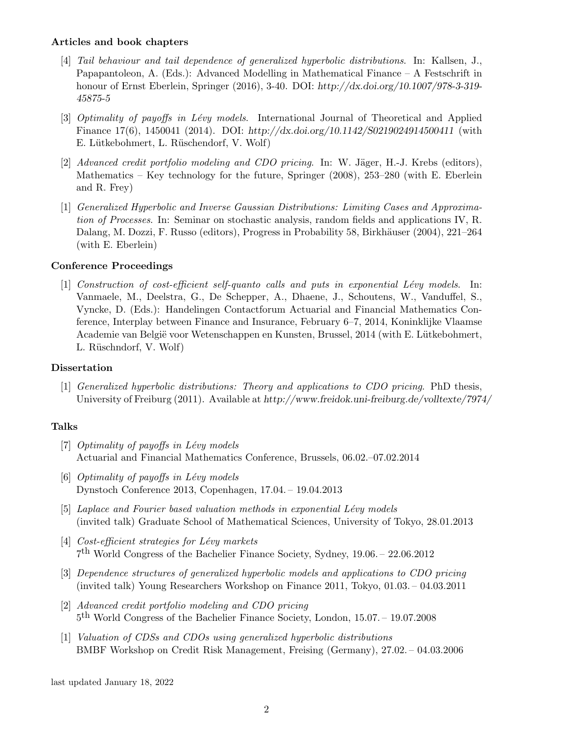### Articles and book chapters

[4] *Tail behaviour and tail dependence of generalized hyperbolic distributions.* In: Kallsen, J., Papapantoleon, A. (Eds.): Advanced Modelling in Mathematical Finance – A Festschrift in honour of Ernst Eberlein, Springer (2016), 3-40. DOI: *http://dx.doi.org/10.1007/978-3-319-45875-5*

[3] *Optimality of payoffs in Lévy models.* International Journal of Theoretical and Applied Finance 17(6), 1450041 (2014). DOI: *http://dx.doi.org/10.1142/S0219024914500411* (with E. Lütkebohmert, L. Rüschendorf, V. Wolf)

[2] *Advanced credit portfolio modeling and CDO pricing.* In: W. Jäger, H.-J. Krebs (editors), Mathematics – Key technology for the future, Springer (2008), 253–280 (with E. Eberlein and R. Frey)

[1] *Generalized Hyperbolic and Inverse Gaussian Distributions: Limiting Cases and Approximation of Processes.* In: Seminar on stochastic analysis, random fields and applications IV, R. Dalang, M. Dozzi, F. Russo (editors), Progress in Probability 58, Birkhäuser (2004), 221–264 (with E. Eberlein)

### Conference Proceedings

[1] *Construction of cost-efficient self-quanto calls and puts in exponential Lévy models.* In: Vanmaele, M., Deelstra, G., De Schepper, A., Dhaene, J., Schoutens, W., Vanduffel, S., Vyncke, D. (Eds.): Handelingen Contactforum Actuarial and Financial Mathematics Conference, Interplay between Finance and Insurance, February 6–7, 2014, Koninklijke Vlaamse Academie van België voor Wetenschappen en Kunsten, Brussel, 2014 (with E. Lütkebohmert, L. Rüschndorf, V. Wolf)

### Dissertation

[1] *Generalized hyperbolic distributions: Theory and applications to CDO pricing.* PhD thesis, University of Freiburg (2011). Available at *http://www.freidok.uni-freiburg.de/volltexte/7974/*

### Talks

[7] *Optimality of payoffs in Lévy models*
Actuarial and Financial Mathematics Conference, Brussels, 06.02.–07.02.2014

[6] *Optimality of payoffs in Lévy models*
Dynstoch Conference 2013, Copenhagen, 17.04. – 19.04.2013

[5] *Laplace and Fourier based valuation methods in exponential Lévy models*
(invited talk) Graduate School of Mathematical Sciences, University of Tokyo, 28.01.2013

[4] *Cost-efficient strategies for Lévy markets*
7th World Congress of the Bachelier Finance Society, Sydney, 19.06. – 22.06.2012

[3] *Dependence structures of generalized hyperbolic models and applications to CDO pricing*
(invited talk) Young Researchers Workshop on Finance 2011, Tokyo, 01.03. – 04.03.2011

[2] *Advanced credit portfolio modeling and CDO pricing*
5th World Congress of the Bachelier Finance Society, London, 15.07. – 19.07.2008

[1] *Valuation of CDSs and CDOs using generalized hyperbolic distributions*
BMBF Workshop on Credit Risk Management, Freising (Germany), 27.02. – 04.03.2006

last updated January 18, 2022